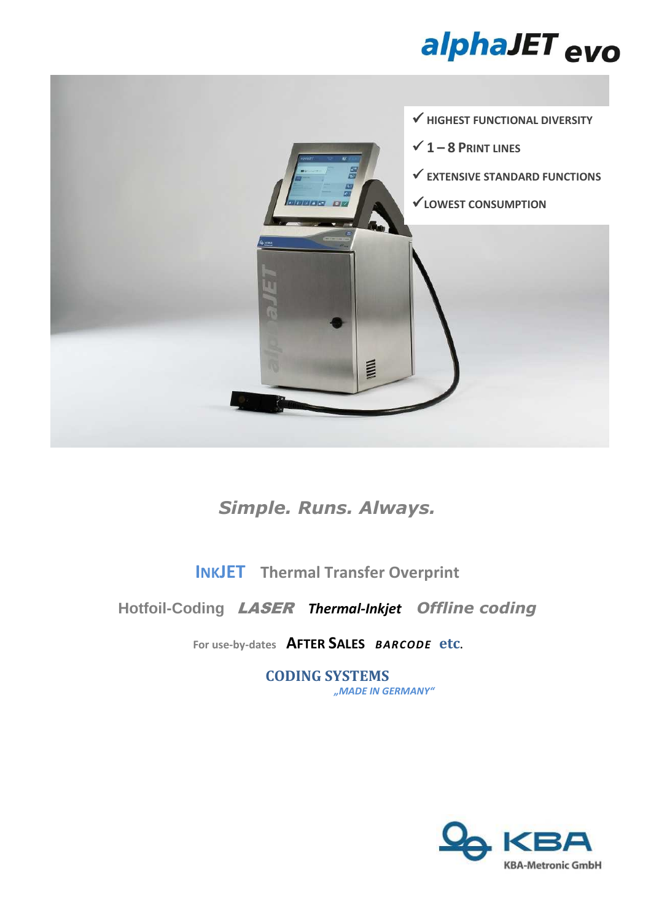# alphaJET evo

- ✓ HIGHEST FUNCTIONAL DIVERSITY
- ✓ 1 – 8 PRINT LINES
- ✓ EXTENSIVE STANDARD FUNCTIONS
- ✓ LOWEST CONSUMPTION

*Simple. Runs. Always.*

INKJET Thermal Transfer Overprint

Hotfoil-Coding ***LASER*** ***Thermal-Inkjet*** *Offline coding*

For use-by-dates **AFTER SALES** ***BARCODE*** **etc.**

**CODING SYSTEMS**

*„MADE IN GERMANY“*

KBA

KBA-Metronic GmbH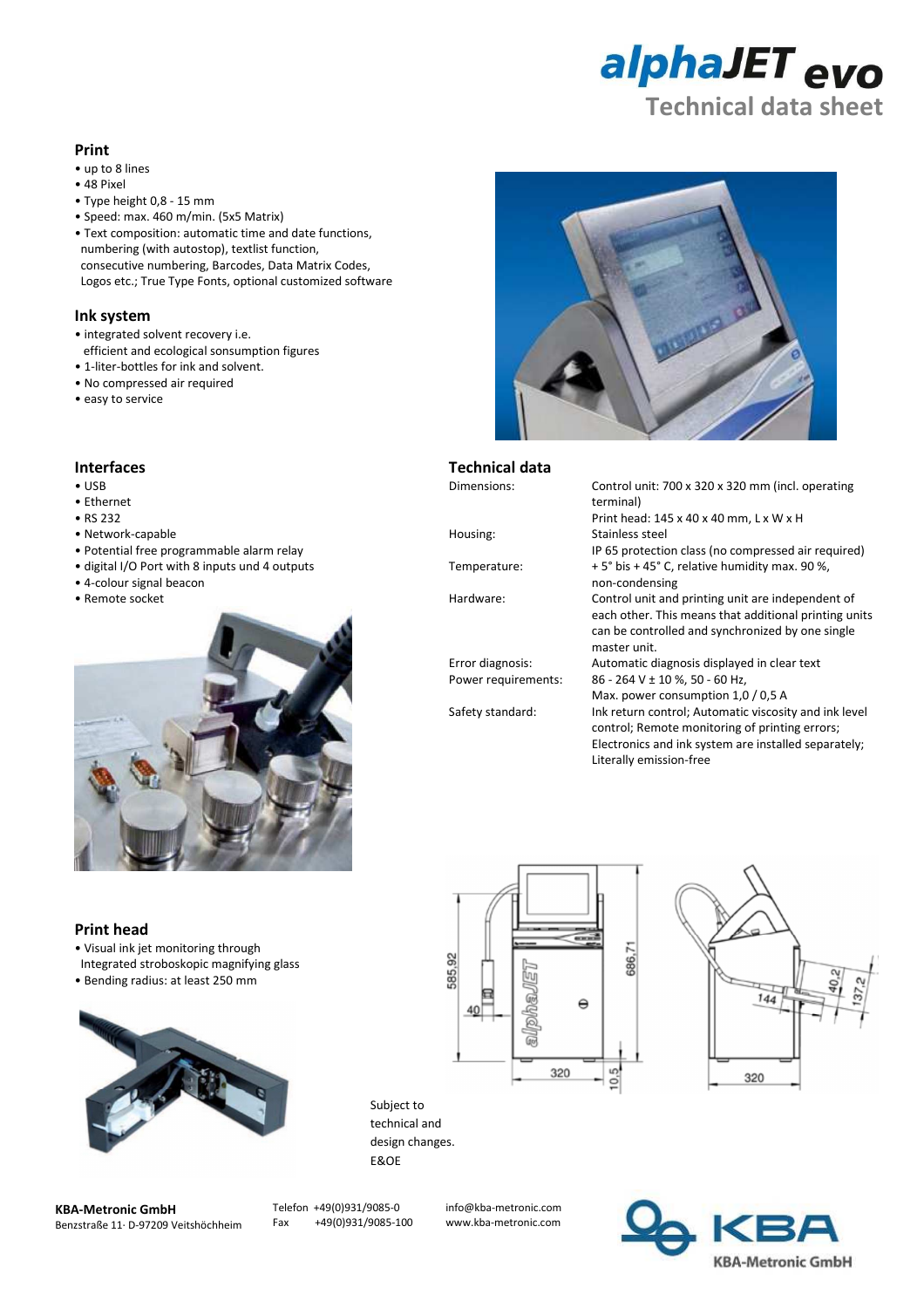# alphaJET evo

## Technical data sheet

### Print

- up to 8 lines
- 48 Pixel
- Type height 0,8 - 15 mm
- Speed: max. 460 m/min. (5x5 Matrix)
- Text composition: automatic time and date functions, numbering (with autostop), textlist function, consecutive numbering, Barcodes, Data Matrix Codes, Logos etc.; True Type Fonts, optional customized software

### Ink system

- integrated solvent recovery i.e. efficient and ecological sonsumption figures
- 1-liter-bottles for ink and solvent.
- No compressed air required
- easy to service

### Interfaces

- USB
- Ethernet
- RS 232
- Network-capable
- Potential free programmable alarm relay
- digital I/O Port with 8 inputs und 4 outputs
- 4-colour signal beacon
- Remote socket

### Technical data

| | |
|---|---|
| Dimensions: | Control unit: 700 x 320 x 320 mm (incl. operating terminal)<br>Print head: 145 x 40 x 40 mm, L x W x H |
| Housing: | Stainless steel<br>IP 65 protection class (no compressed air required) |
| Temperature: | + 5° bis + 45° C, relative humidity max. 90 %, non-condensing |
| Hardware: | Control unit and printing unit are independent of each other. This means that additional printing units can be controlled and synchronized by one single master unit. |
| Error diagnosis: | Automatic diagnosis displayed in clear text |
| Power requirements: | 86 - 264 V ± 10 %, 50 - 60 Hz,<br>Max. power consumption 1,0 / 0,5 A |
| Safety standard: | Ink return control; Automatic viscosity and ink level control; Remote monitoring of printing errors; Electronics and ink system are installed separately; Literally emission-free |

### Print head

- Visual ink jet monitoring through Integrated stroboscopic magnifying glass
- Bending radius: at least 250 mm

585,92
40
686,71
320
10,5
144
40,2
137,2
320

Subject to technical and design changes. E&OE

**KBA-Metronic GmbH**
Benzstraße 11· D-97209 Veitshöchheim

Telefon +49(0)931/9085-0
Fax +49(0)931/9085-100

info@kba-metronic.com
www.kba-metronic.com

KBA-Metronic GmbH